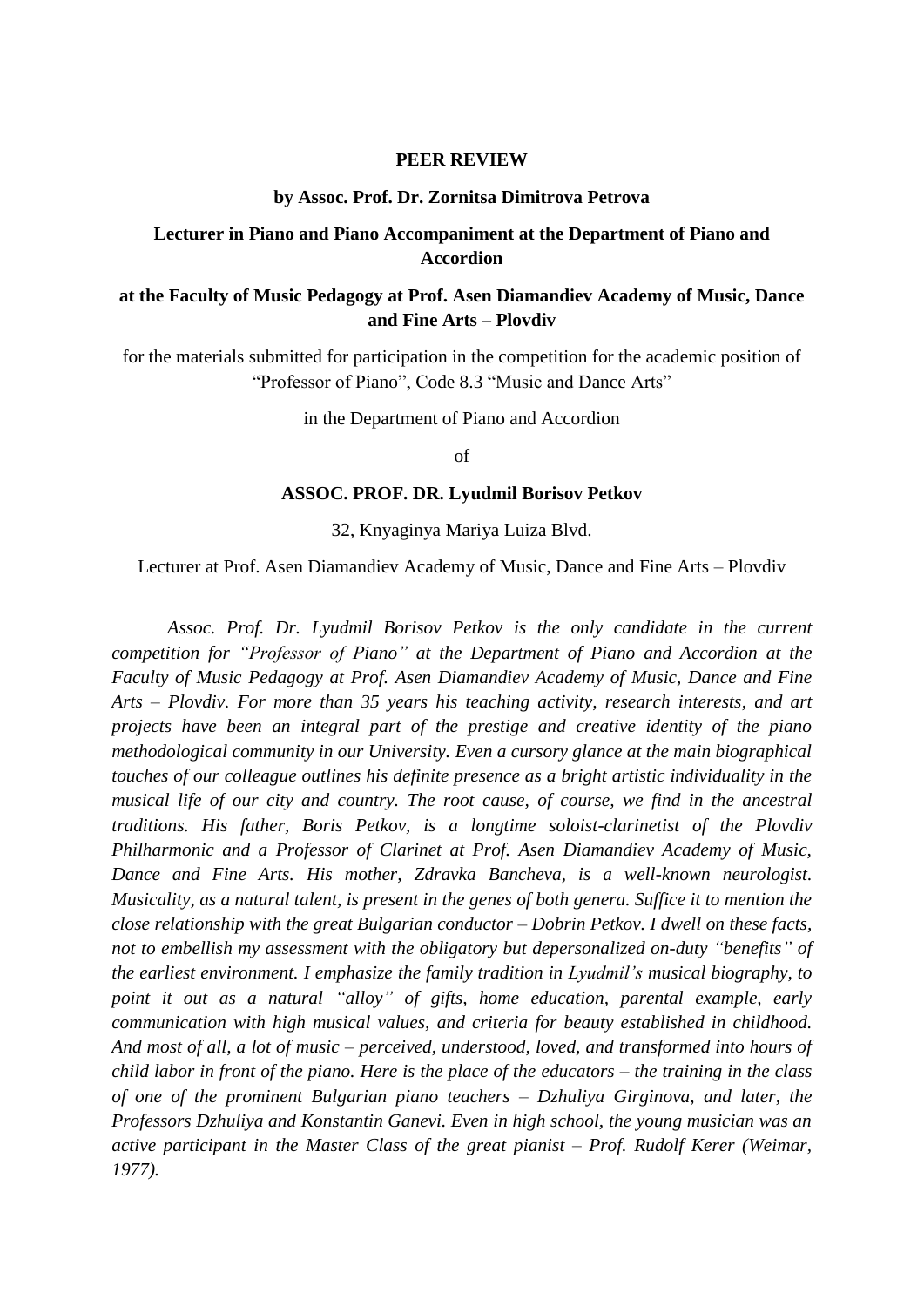**PEER REVIEW**

**by Assoc. Prof. Dr. Zornitsa Dimitrova Petrova**

**Lecturer in Piano and Piano Accompaniment at the Department of Piano and Accordion**

**at the Faculty of Music Pedagogy at Prof. Asen Diamandiev Academy of Music, Dance and Fine Arts – Plovdiv**

for the materials submitted for participation in the competition for the academic position of "Professor of Piano", Code 8.3 "Music and Dance Arts"

in the Department of Piano and Accordion

of

**ASSOC. PROF. DR. Lyudmil Borisov Petkov**

32, Knyaginya Mariya Luiza Blvd.

Lecturer at Prof. Asen Diamandiev Academy of Music, Dance and Fine Arts – Plovdiv

*Assoc. Prof. Dr. Lyudmil Borisov Petkov is the only candidate in the current competition for "Professor of Piano" at the Department of Piano and Accordion at the Faculty of Music Pedagogy at Prof. Asen Diamandiev Academy of Music, Dance and Fine Arts – Plovdiv. For more than 35 years his teaching activity, research interests, and art projects have been an integral part of the prestige and creative identity of the piano methodological community in our University. Even a cursory glance at the main biographical touches of our colleague outlines his definite presence as a bright artistic individuality in the musical life of our city and country. The root cause, of course, we find in the ancestral traditions. His father, Boris Petkov, is a longtime soloist-clarinetist of the Plovdiv Philharmonic and a Professor of Clarinet at Prof. Asen Diamandiev Academy of Music, Dance and Fine Arts. His mother, Zdravka Bancheva, is a well-known neurologist. Musicality, as a natural talent, is present in the genes of both genera. Suffice it to mention the close relationship with the great Bulgarian conductor – Dobrin Petkov. I dwell on these facts, not to embellish my assessment with the obligatory but depersonalized on-duty "benefits" of the earliest environment. I emphasize the family tradition in Lyudmil's musical biography, to point it out as a natural "alloy" of gifts, home education, parental example, early communication with high musical values, and criteria for beauty established in childhood. And most of all, a lot of music – perceived, understood, loved, and transformed into hours of child labor in front of the piano. Here is the place of the educators – the training in the class of one of the prominent Bulgarian piano teachers – Dzhuliya Girginova, and later, the Professors Dzhuliya and Konstantin Ganevi. Even in high school, the young musician was an active participant in the Master Class of the great pianist – Prof. Rudolf Kerer (Weimar, 1977).*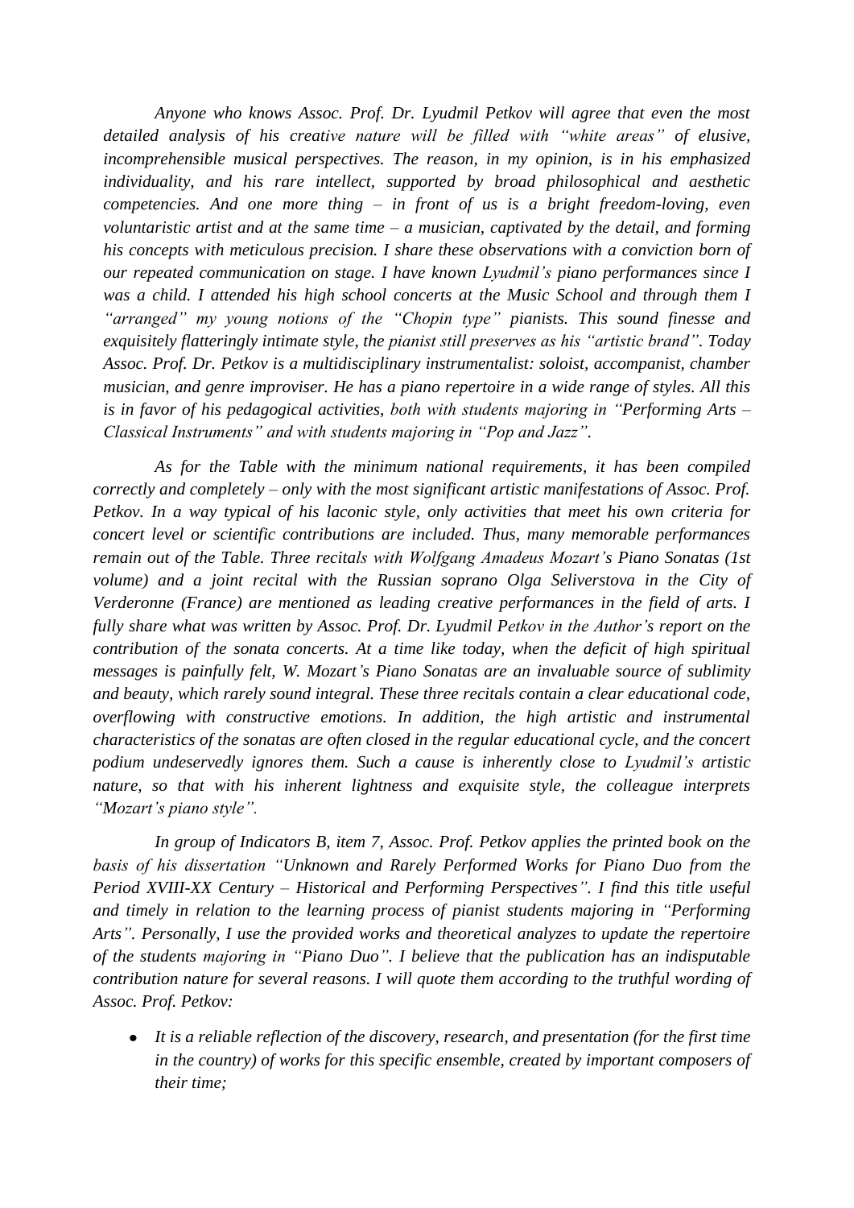*Anyone who knows Assoc. Prof. Dr. Lyudmil Petkov will agree that even the most detailed analysis of his creative nature will be filled with "white areas" of elusive, incomprehensible musical perspectives. The reason, in my opinion, is in his emphasized individuality, and his rare intellect, supported by broad philosophical and aesthetic competencies. And one more thing – in front of us is a bright freedom-loving, even voluntaristic artist and at the same time – a musician, captivated by the detail, and forming his concepts with meticulous precision. I share these observations with a conviction born of our repeated communication on stage. I have known Lyudmil's piano performances since I was a child. I attended his high school concerts at the Music School and through them I "arranged" my young notions of the "Chopin type" pianists. This sound finesse and exquisitely flatteringly intimate style, the pianist still preserves as his "artistic brand". Today Assoc. Prof. Dr. Petkov is a multidisciplinary instrumentalist: soloist, accompanist, chamber musician, and genre improviser. He has a piano repertoire in a wide range of styles. All this is in favor of his pedagogical activities, both with students majoring in "Performing Arts – Classical Instruments" and with students majoring in "Pop and Jazz".*

*As for the Table with the minimum national requirements, it has been compiled correctly and completely – only with the most significant artistic manifestations of Assoc. Prof. Petkov. In a way typical of his laconic style, only activities that meet his own criteria for concert level or scientific contributions are included. Thus, many memorable performances remain out of the Table. Three recitals with Wolfgang Amadeus Mozart's Piano Sonatas (1st volume) and a joint recital with the Russian soprano Olga Seliverstova in the City of Verderonne (France) are mentioned as leading creative performances in the field of arts. I fully share what was written by Assoc. Prof. Dr. Lyudmil Petkov in the Author's report on the contribution of the sonata concerts. At a time like today, when the deficit of high spiritual messages is painfully felt, W. Mozart's Piano Sonatas are an invaluable source of sublimity and beauty, which rarely sound integral. These three recitals contain a clear educational code, overflowing with constructive emotions. In addition, the high artistic and instrumental characteristics of the sonatas are often closed in the regular educational cycle, and the concert podium undeservedly ignores them. Such a cause is inherently close to Lyudmil's artistic nature, so that with his inherent lightness and exquisite style, the colleague interprets "Mozart's piano style".*

*In group of Indicators B, item 7, Assoc. Prof. Petkov applies the printed book on the basis of his dissertation "Unknown and Rarely Performed Works for Piano Duo from the Period XVIII-XX Century – Historical and Performing Perspectives". I find this title useful and timely in relation to the learning process of pianist students majoring in "Performing Arts". Personally, I use the provided works and theoretical analyzes to update the repertoire of the students majoring in "Piano Duo". I believe that the publication has an indisputable contribution nature for several reasons. I will quote them according to the truthful wording of Assoc. Prof. Petkov:*

- *It is a reliable reflection of the discovery, research, and presentation (for the first time in the country) of works for this specific ensemble, created by important composers of their time;*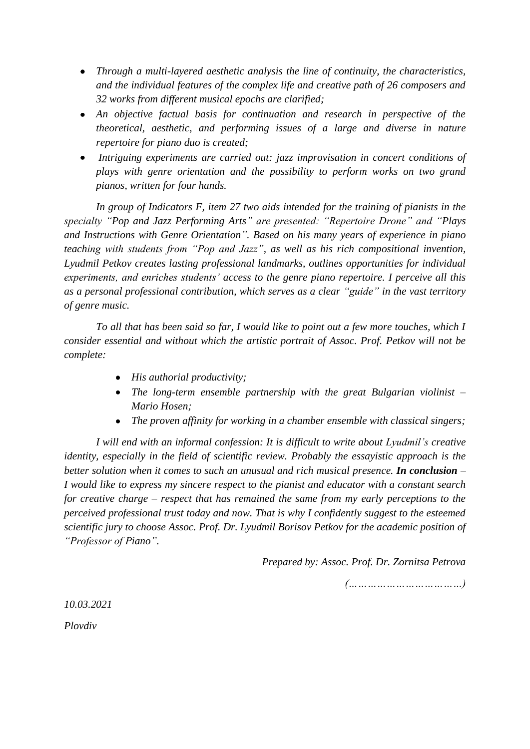- *Through a multi-layered aesthetic analysis the line of continuity, the characteristics, and the individual features of the complex life and creative path of 26 composers and 32 works from different musical epochs are clarified;*
- *An objective factual basis for continuation and research in perspective of the theoretical, aesthetic, and performing issues of a large and diverse in nature repertoire for piano duo is created;*
- *Intriguing experiments are carried out: jazz improvisation in concert conditions of plays with genre orientation and the possibility to perform works on two grand pianos, written for four hands.*

*In group of Indicators F, item 27 two aids intended for the training of pianists in the specialty "Pop and Jazz Performing Arts" are presented: "Repertoire Drone" and "Plays and Instructions with Genre Orientation". Based on his many years of experience in piano teaching with students from "Pop and Jazz", as well as his rich compositional invention, Lyudmil Petkov creates lasting professional landmarks, outlines opportunities for individual experiments, and enriches students' access to the genre piano repertoire. I perceive all this as a personal professional contribution, which serves as a clear "guide" in the vast territory of genre music.*

*To all that has been said so far, I would like to point out a few more touches, which I consider essential and without which the artistic portrait of Assoc. Prof. Petkov will not be complete:*

- *His authorial productivity;*
- *The long-term ensemble partnership with the great Bulgarian violinist – Mario Hosen;*
- *The proven affinity for working in a chamber ensemble with classical singers;*

*I will end with an informal confession: It is difficult to write about Lyudmil's creative identity, especially in the field of scientific review. Probably the essayistic approach is the better solution when it comes to such an unusual and rich musical presence.* ***In conclusion*** *– I would like to express my sincere respect to the pianist and educator with a constant search for creative charge – respect that has remained the same from my early perceptions to the perceived professional trust today and now. That is why I confidently suggest to the esteemed scientific jury to choose Assoc. Prof. Dr. Lyudmil Borisov Petkov for the academic position of "Professor of Piano".*

*Prepared by: Assoc. Prof. Dr. Zornitsa Petrova*

*(………………………………)*

*10.03.2021*

*Plovdiv*